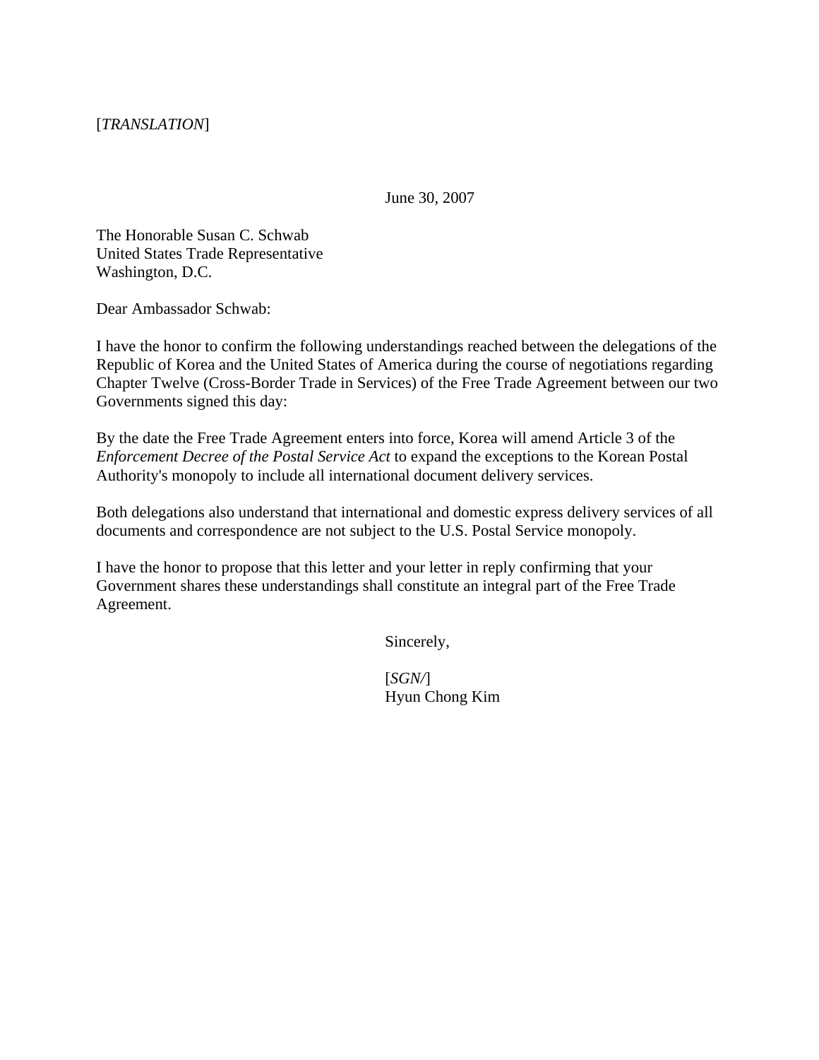[*TRANSLATION*]

June 30, 2007

The Honorable Susan C. Schwab
United States Trade Representative
Washington, D.C.

Dear Ambassador Schwab:

I have the honor to confirm the following understandings reached between the delegations of the Republic of Korea and the United States of America during the course of negotiations regarding Chapter Twelve (Cross-Border Trade in Services) of the Free Trade Agreement between our two Governments signed this day:

By the date the Free Trade Agreement enters into force, Korea will amend Article 3 of the *Enforcement Decree of the Postal Service Act* to expand the exceptions to the Korean Postal Authority's monopoly to include all international document delivery services.

Both delegations also understand that international and domestic express delivery services of all documents and correspondence are not subject to the U.S. Postal Service monopoly.

I have the honor to propose that this letter and your letter in reply confirming that your Government shares these understandings shall constitute an integral part of the Free Trade Agreement.

Sincerely,

[*SGN/*]
Hyun Chong Kim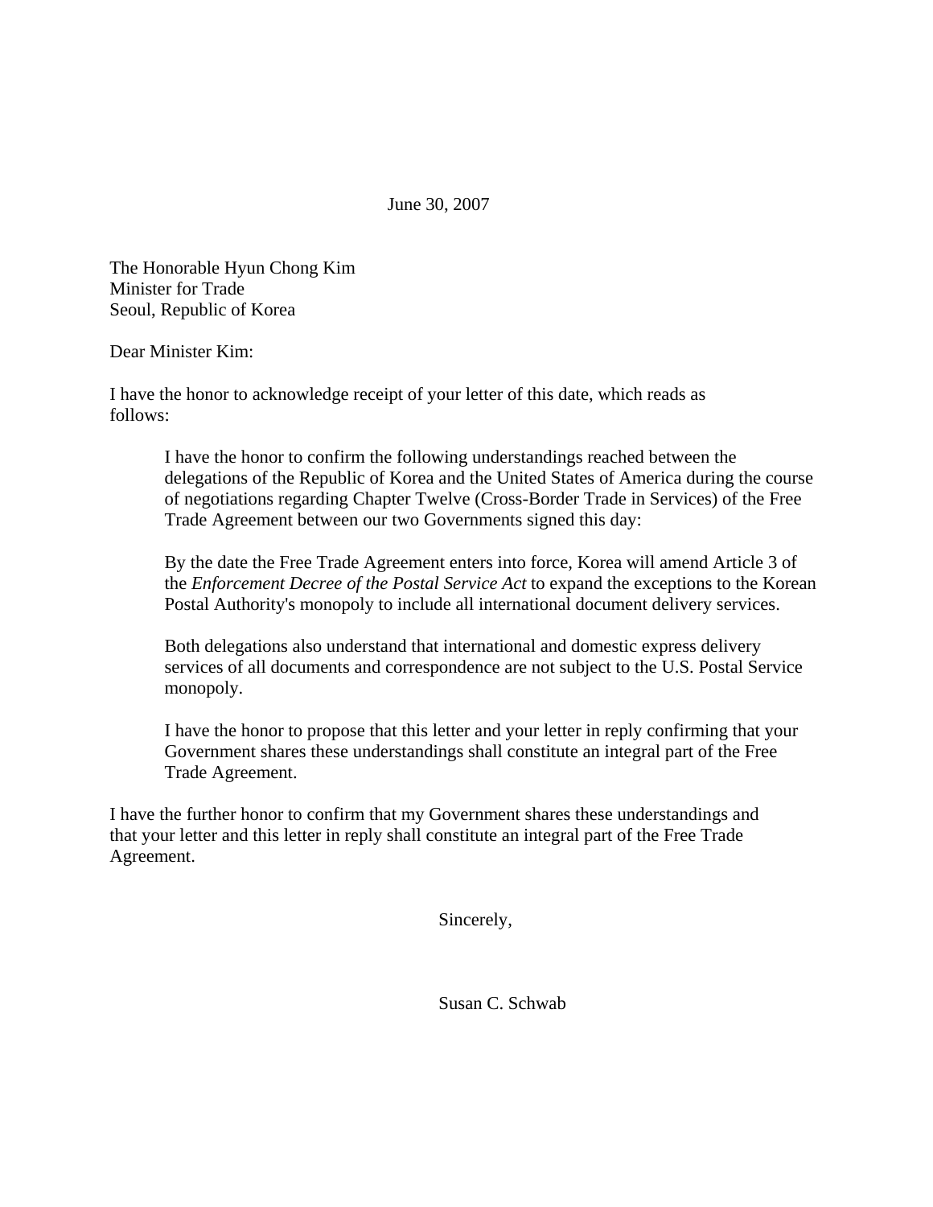June 30, 2007

The Honorable Hyun Chong Kim
Minister for Trade
Seoul, Republic of Korea

Dear Minister Kim:

I have the honor to acknowledge receipt of your letter of this date, which reads as follows:

> I have the honor to confirm the following understandings reached between the delegations of the Republic of Korea and the United States of America during the course of negotiations regarding Chapter Twelve (Cross-Border Trade in Services) of the Free Trade Agreement between our two Governments signed this day:
>
> By the date the Free Trade Agreement enters into force, Korea will amend Article 3 of the *Enforcement Decree of the Postal Service Act* to expand the exceptions to the Korean Postal Authority's monopoly to include all international document delivery services.
>
> Both delegations also understand that international and domestic express delivery services of all documents and correspondence are not subject to the U.S. Postal Service monopoly.
>
> I have the honor to propose that this letter and your letter in reply confirming that your Government shares these understandings shall constitute an integral part of the Free Trade Agreement.

I have the further honor to confirm that my Government shares these understandings and that your letter and this letter in reply shall constitute an integral part of the Free Trade Agreement.

Sincerely,

Susan C. Schwab